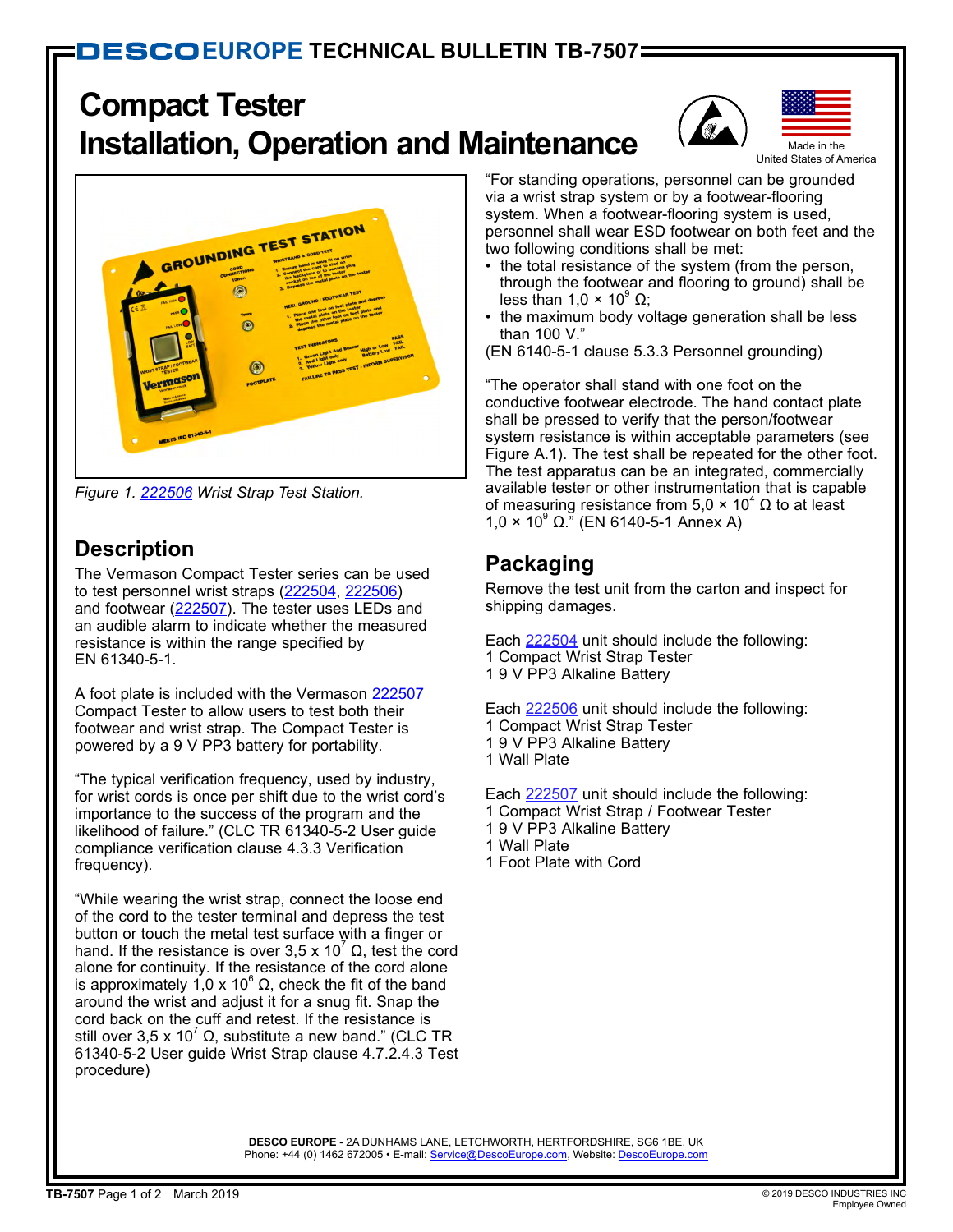DESCO EUROPE TECHNICAL BULLETIN TB-7507

# Compact Tester
# Installation, Operation and Maintenance

Made in the United States of America

*Figure 1. 222506 Wrist Strap Test Station.*

## Description

The Vermason Compact Tester series can be used to test personnel wrist straps (222504, 222506) and footwear (222507). The tester uses LEDs and an audible alarm to indicate whether the measured resistance is within the range specified by EN 61340-5-1.

A foot plate is included with the Vermason 222507 Compact Tester to allow users to test both their footwear and wrist strap. The Compact Tester is powered by a 9 V PP3 battery for portability.

"The typical verification frequency, used by industry, for wrist cords is once per shift due to the wrist cord's importance to the success of the program and the likelihood of failure." (CLC TR 61340-5-2 User guide compliance verification clause 4.3.3 Verification frequency).

"While wearing the wrist strap, connect the loose end of the cord to the tester terminal and depress the test button or touch the metal test surface with a finger or hand. If the resistance is over $3{,}5 \times 10^7$ Ω, test the cord alone for continuity. If the resistance of the cord alone is approximately $1{,}0 \times 10^6$ Ω, check the fit of the band around the wrist and adjust it for a snug fit. Snap the cord back on the cuff and retest. If the resistance is still over $3{,}5 \times 10^7$ Ω, substitute a new band." (CLC TR 61340-5-2 User guide Wrist Strap clause 4.7.2.4.3 Test procedure)

"For standing operations, personnel can be grounded via a wrist strap system or by a footwear-flooring system. When a footwear-flooring system is used, personnel shall wear ESD footwear on both feet and the two following conditions shall be met:

- the total resistance of the system (from the person, through the footwear and flooring to ground) shall be less than $1{,}0 \times 10^9$ Ω;
- the maximum body voltage generation shall be less than 100 V."

(EN 6140-5-1 clause 5.3.3 Personnel grounding)

"The operator shall stand with one foot on the conductive footwear electrode. The hand contact plate shall be pressed to verify that the person/footwear system resistance is within acceptable parameters (see Figure A.1). The test shall be repeated for the other foot. The test apparatus can be an integrated, commercially available tester or other instrumentation that is capable of measuring resistance from $5{,}0 \times 10^4$ Ω to at least $1{,}0 \times 10^9$ Ω." (EN 6140-5-1 Annex A)

## Packaging

Remove the test unit from the carton and inspect for shipping damages.

Each 222504 unit should include the following:
1 Compact Wrist Strap Tester
1 9 V PP3 Alkaline Battery

Each 222506 unit should include the following:
1 Compact Wrist Strap Tester
1 9 V PP3 Alkaline Battery
1 Wall Plate

Each 222507 unit should include the following:
1 Compact Wrist Strap / Footwear Tester
1 9 V PP3 Alkaline Battery
1 Wall Plate
1 Foot Plate with Cord

**DESCO EUROPE** - 2A DUNHAMS LANE, LETCHWORTH, HERTFORDSHIRE, SG6 1BE, UK
Phone: +44 (0) 1462 672005 • E-mail: Service@DescoEurope.com, Website: DescoEurope.com

**TB-7507** Page 1 of 2 March 2019

© 2019 DESCO INDUSTRIES INC Employee Owned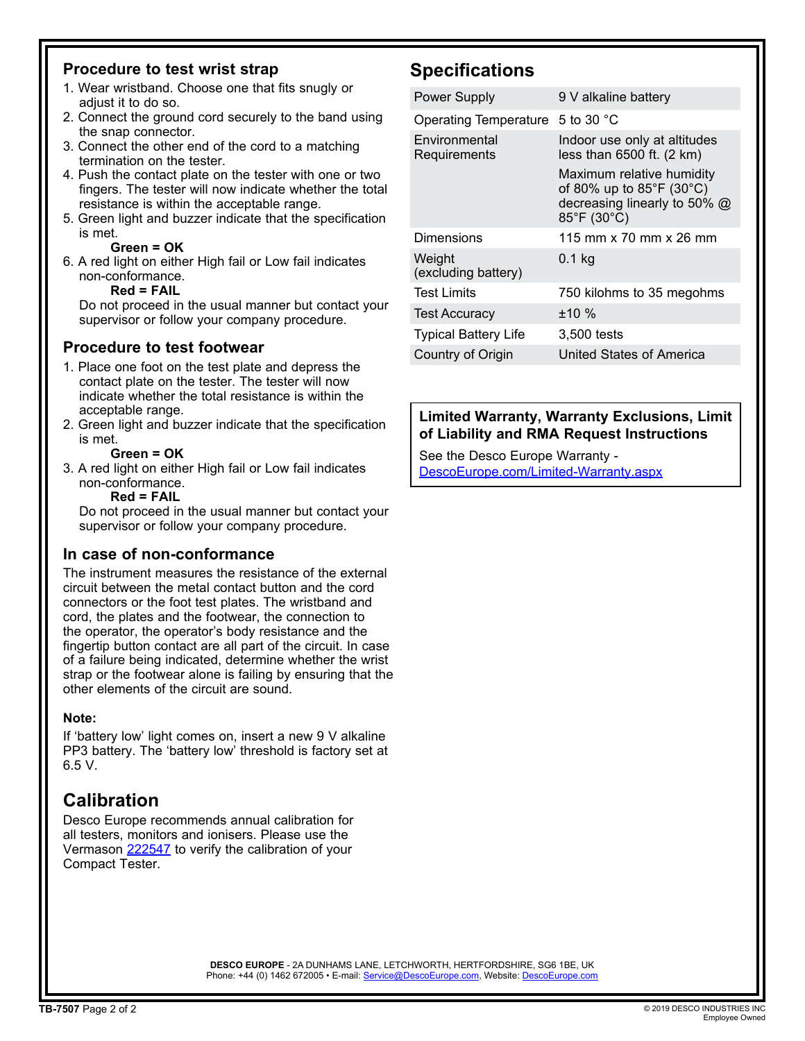## Procedure to test wrist strap

1. Wear wristband. Choose one that fits snugly or adjust it to do so.
2. Connect the ground cord securely to the band using the snap connector.
3. Connect the other end of the cord to a matching termination on the tester.
4. Push the contact plate on the tester with one or two fingers. The tester will now indicate whether the total resistance is within the acceptable range.
5. Green light and buzzer indicate that the specification is met.
   **Green = OK**
6. A red light on either High fail or Low fail indicates non-conformance.
   **Red = FAIL**
   Do not proceed in the usual manner but contact your supervisor or follow your company procedure.

## Procedure to test footwear

1. Place one foot on the test plate and depress the contact plate on the tester. The tester will now indicate whether the total resistance is within the acceptable range.
2. Green light and buzzer indicate that the specification is met.
   **Green = OK**
3. A red light on either High fail or Low fail indicates non-conformance.
   **Red = FAIL**
   Do not proceed in the usual manner but contact your supervisor or follow your company procedure.

## In case of non-conformance

The instrument measures the resistance of the external circuit between the metal contact button and the cord connectors or the foot test plates. The wristband and cord, the plates and the footwear, the connection to the operator, the operator's body resistance and the fingertip button contact are all part of the circuit. In case of a failure being indicated, determine whether the wrist strap or the footwear alone is failing by ensuring that the other elements of the circuit are sound.

### Note:

If 'battery low' light comes on, insert a new 9 V alkaline PP3 battery. The 'battery low' threshold is factory set at 6.5 V.

# Calibration

Desco Europe recommends annual calibration for all testers, monitors and ionisers. Please use the Vermason 222547 to verify the calibration of your Compact Tester.

# Specifications

| | |
|---|---|
| Power Supply | 9 V alkaline battery |
| Operating Temperature | 5 to 30 °C |
| Environmental Requirements | Indoor use only at altitudes less than 6500 ft. (2 km)<br>Maximum relative humidity of 80% up to 85°F (30°C) decreasing linearly to 50% @ 85°F (30°C) |
| Dimensions | 115 mm x 70 mm x 26 mm |
| Weight (excluding battery) | 0.1 kg |
| Test Limits | 750 kilohms to 35 megohms |
| Test Accuracy | ±10 % |
| Typical Battery Life | 3,500 tests |
| Country of Origin | United States of America |

**Limited Warranty, Warranty Exclusions, Limit of Liability and RMA Request Instructions**

See the Desco Europe Warranty - DescoEurope.com/Limited-Warranty.aspx

**DESCO EUROPE** - 2A DUNHAMS LANE, LETCHWORTH, HERTFORDSHIRE, SG6 1BE, UK
Phone: +44 (0) 1462 672005 • E-mail: Service@DescoEurope.com, Website: DescoEurope.com

**TB-7507**

© 2019 DESCO INDUSTRIES INC
Employee Owned